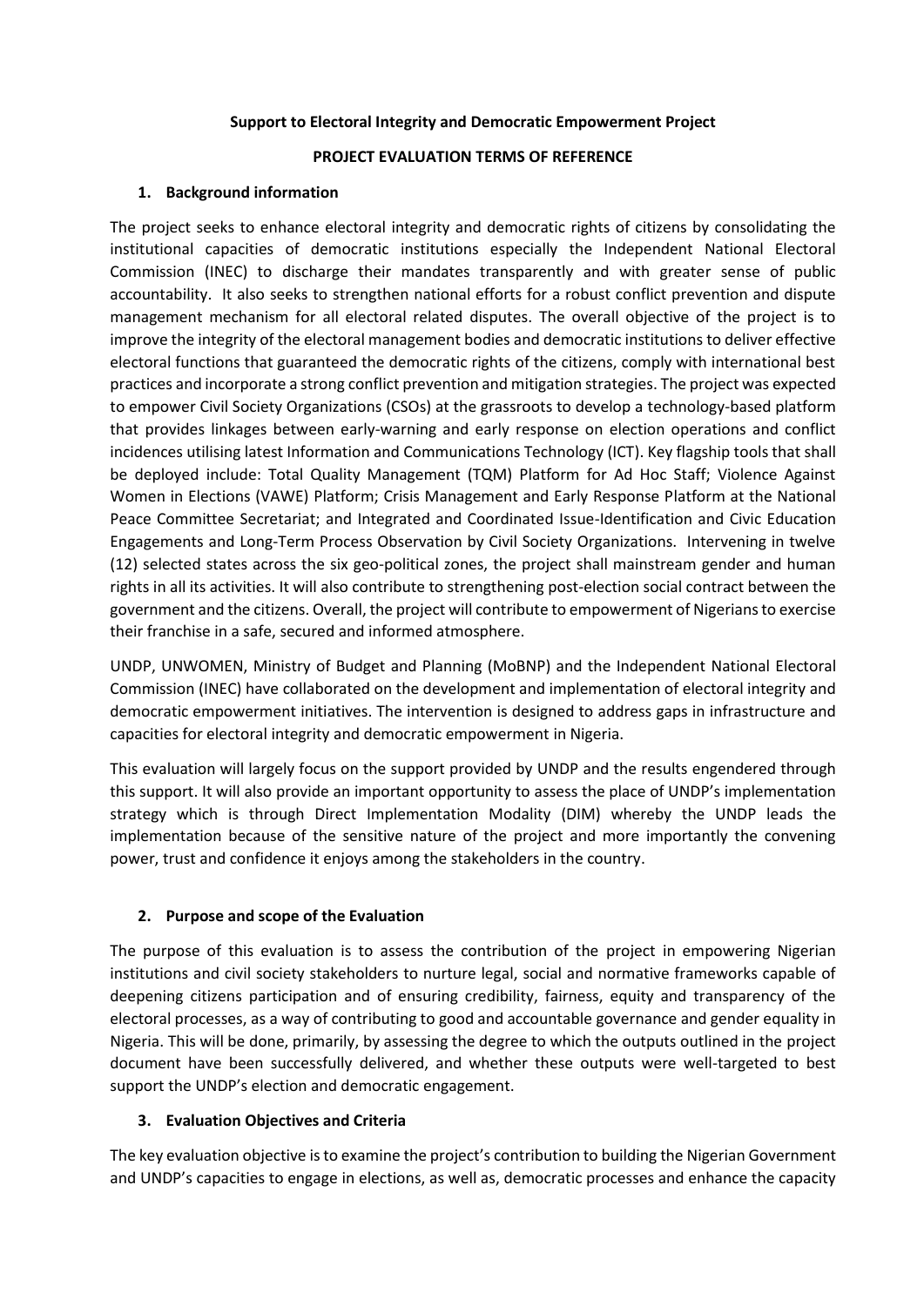**Support to Electoral Integrity and Democratic Empowerment Project**

**PROJECT EVALUATION TERMS OF REFERENCE**

## 1. Background information

The project seeks to enhance electoral integrity and democratic rights of citizens by consolidating the institutional capacities of democratic institutions especially the Independent National Electoral Commission (INEC) to discharge their mandates transparently and with greater sense of public accountability. It also seeks to strengthen national efforts for a robust conflict prevention and dispute management mechanism for all electoral related disputes. The overall objective of the project is to improve the integrity of the electoral management bodies and democratic institutions to deliver effective electoral functions that guaranteed the democratic rights of the citizens, comply with international best practices and incorporate a strong conflict prevention and mitigation strategies. The project was expected to empower Civil Society Organizations (CSOs) at the grassroots to develop a technology-based platform that provides linkages between early-warning and early response on election operations and conflict incidences utilising latest Information and Communications Technology (ICT). Key flagship tools that shall be deployed include: Total Quality Management (TQM) Platform for Ad Hoc Staff; Violence Against Women in Elections (VAWE) Platform; Crisis Management and Early Response Platform at the National Peace Committee Secretariat; and Integrated and Coordinated Issue-Identification and Civic Education Engagements and Long-Term Process Observation by Civil Society Organizations. Intervening in twelve (12) selected states across the six geo-political zones, the project shall mainstream gender and human rights in all its activities. It will also contribute to strengthening post-election social contract between the government and the citizens. Overall, the project will contribute to empowerment of Nigerians to exercise their franchise in a safe, secured and informed atmosphere.

UNDP, UNWOMEN, Ministry of Budget and Planning (MoBNP) and the Independent National Electoral Commission (INEC) have collaborated on the development and implementation of electoral integrity and democratic empowerment initiatives. The intervention is designed to address gaps in infrastructure and capacities for electoral integrity and democratic empowerment in Nigeria.

This evaluation will largely focus on the support provided by UNDP and the results engendered through this support. It will also provide an important opportunity to assess the place of UNDP's implementation strategy which is through Direct Implementation Modality (DIM) whereby the UNDP leads the implementation because of the sensitive nature of the project and more importantly the convening power, trust and confidence it enjoys among the stakeholders in the country.

## 2. Purpose and scope of the Evaluation

The purpose of this evaluation is to assess the contribution of the project in empowering Nigerian institutions and civil society stakeholders to nurture legal, social and normative frameworks capable of deepening citizens participation and of ensuring credibility, fairness, equity and transparency of the electoral processes, as a way of contributing to good and accountable governance and gender equality in Nigeria. This will be done, primarily, by assessing the degree to which the outputs outlined in the project document have been successfully delivered, and whether these outputs were well-targeted to best support the UNDP's election and democratic engagement.

## 3. Evaluation Objectives and Criteria

The key evaluation objective is to examine the project's contribution to building the Nigerian Government and UNDP's capacities to engage in elections, as well as, democratic processes and enhance the capacity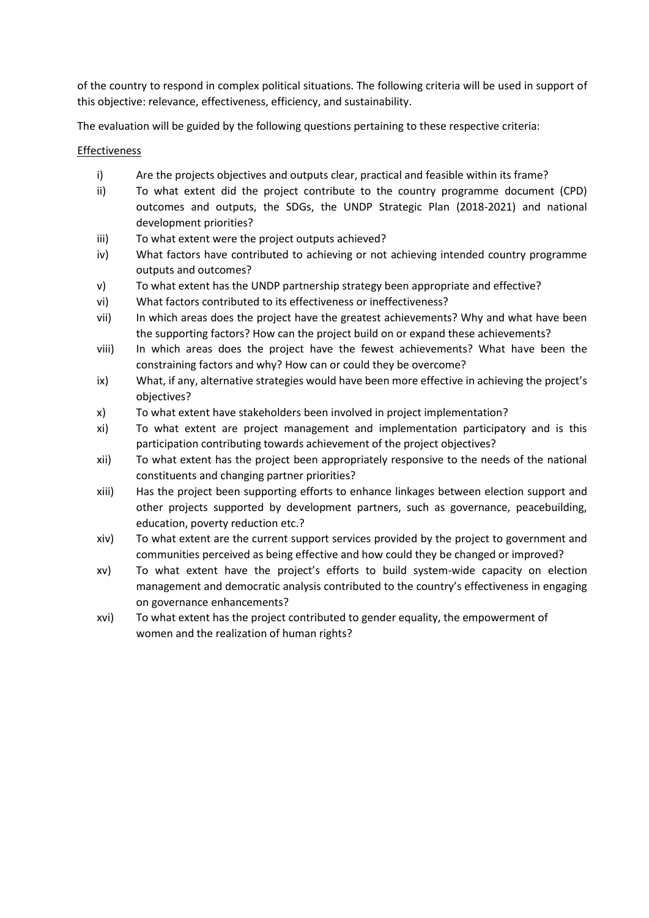of the country to respond in complex political situations. The following criteria will be used in support of this objective: relevance, effectiveness, efficiency, and sustainability.

The evaluation will be guided by the following questions pertaining to these respective criteria:

<u>Effectiveness</u>

i) Are the projects objectives and outputs clear, practical and feasible within its frame?
ii) To what extent did the project contribute to the country programme document (CPD) outcomes and outputs, the SDGs, the UNDP Strategic Plan (2018-2021) and national development priorities?
iii) To what extent were the project outputs achieved?
iv) What factors have contributed to achieving or not achieving intended country programme outputs and outcomes?
v) To what extent has the UNDP partnership strategy been appropriate and effective?
vi) What factors contributed to its effectiveness or ineffectiveness?
vii) In which areas does the project have the greatest achievements? Why and what have been the supporting factors? How can the project build on or expand these achievements?
viii) In which areas does the project have the fewest achievements? What have been the constraining factors and why? How can or could they be overcome?
ix) What, if any, alternative strategies would have been more effective in achieving the project's objectives?
x) To what extent have stakeholders been involved in project implementation?
xi) To what extent are project management and implementation participatory and is this participation contributing towards achievement of the project objectives?
xii) To what extent has the project been appropriately responsive to the needs of the national constituents and changing partner priorities?
xiii) Has the project been supporting efforts to enhance linkages between election support and other projects supported by development partners, such as governance, peacebuilding, education, poverty reduction etc.?
xiv) To what extent are the current support services provided by the project to government and communities perceived as being effective and how could they be changed or improved?
xv) To what extent have the project's efforts to build system-wide capacity on election management and democratic analysis contributed to the country's effectiveness in engaging on governance enhancements?
xvi) To what extent has the project contributed to gender equality, the empowerment of women and the realization of human rights?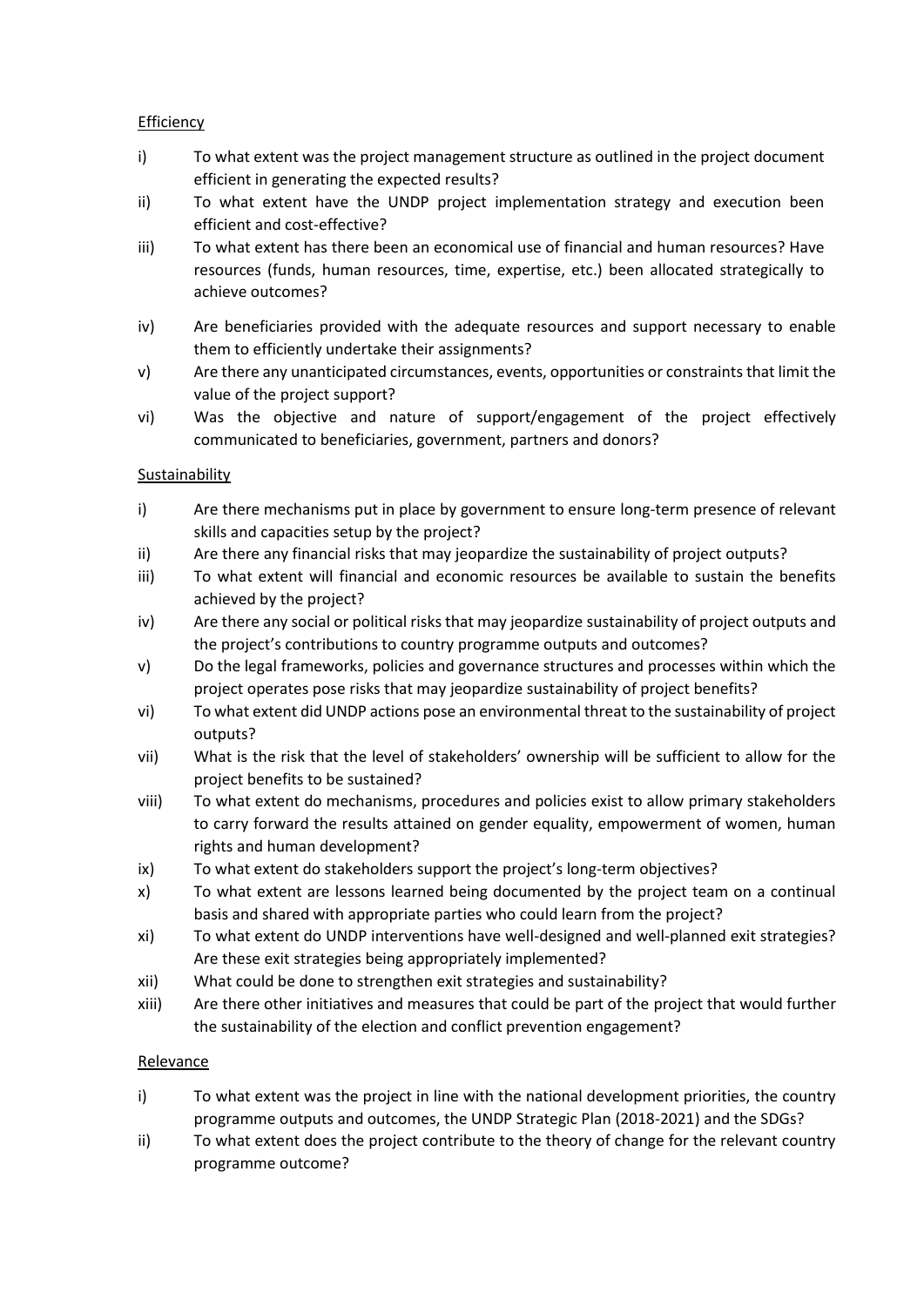Efficiency

i) To what extent was the project management structure as outlined in the project document efficient in generating the expected results?

ii) To what extent have the UNDP project implementation strategy and execution been efficient and cost-effective?

iii) To what extent has there been an economical use of financial and human resources? Have resources (funds, human resources, time, expertise, etc.) been allocated strategically to achieve outcomes?

iv) Are beneficiaries provided with the adequate resources and support necessary to enable them to efficiently undertake their assignments?

v) Are there any unanticipated circumstances, events, opportunities or constraints that limit the value of the project support?

vi) Was the objective and nature of support/engagement of the project effectively communicated to beneficiaries, government, partners and donors?

Sustainability

i) Are there mechanisms put in place by government to ensure long-term presence of relevant skills and capacities setup by the project?

ii) Are there any financial risks that may jeopardize the sustainability of project outputs?

iii) To what extent will financial and economic resources be available to sustain the benefits achieved by the project?

iv) Are there any social or political risks that may jeopardize sustainability of project outputs and the project's contributions to country programme outputs and outcomes?

v) Do the legal frameworks, policies and governance structures and processes within which the project operates pose risks that may jeopardize sustainability of project benefits?

vi) To what extent did UNDP actions pose an environmental threat to the sustainability of project outputs?

vii) What is the risk that the level of stakeholders' ownership will be sufficient to allow for the project benefits to be sustained?

viii) To what extent do mechanisms, procedures and policies exist to allow primary stakeholders to carry forward the results attained on gender equality, empowerment of women, human rights and human development?

ix) To what extent do stakeholders support the project's long-term objectives?

x) To what extent are lessons learned being documented by the project team on a continual basis and shared with appropriate parties who could learn from the project?

xi) To what extent do UNDP interventions have well-designed and well-planned exit strategies? Are these exit strategies being appropriately implemented?

xii) What could be done to strengthen exit strategies and sustainability?

xiii) Are there other initiatives and measures that could be part of the project that would further the sustainability of the election and conflict prevention engagement?

Relevance

i) To what extent was the project in line with the national development priorities, the country programme outputs and outcomes, the UNDP Strategic Plan (2018-2021) and the SDGs?

ii) To what extent does the project contribute to the theory of change for the relevant country programme outcome?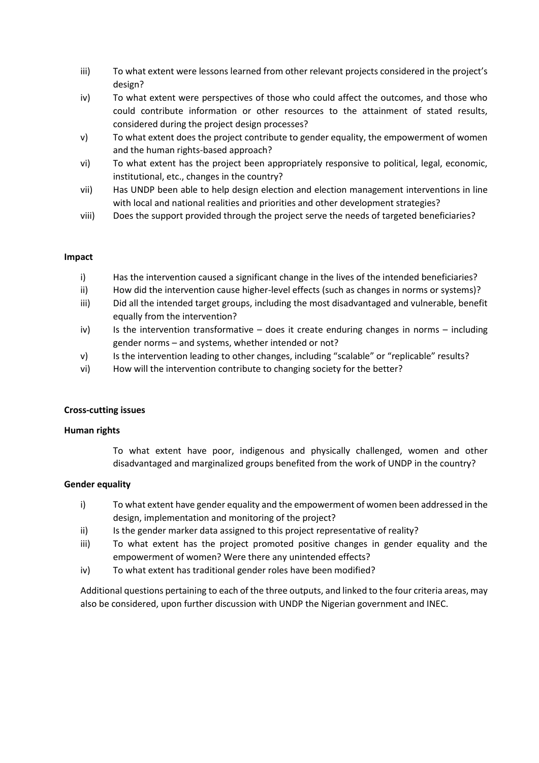iii) To what extent were lessons learned from other relevant projects considered in the project's design?

iv) To what extent were perspectives of those who could affect the outcomes, and those who could contribute information or other resources to the attainment of stated results, considered during the project design processes?

v) To what extent does the project contribute to gender equality, the empowerment of women and the human rights-based approach?

vi) To what extent has the project been appropriately responsive to political, legal, economic, institutional, etc., changes in the country?

vii) Has UNDP been able to help design election and election management interventions in line with local and national realities and priorities and other development strategies?

viii) Does the support provided through the project serve the needs of targeted beneficiaries?

**Impact**

i) Has the intervention caused a significant change in the lives of the intended beneficiaries?

ii) How did the intervention cause higher-level effects (such as changes in norms or systems)?

iii) Did all the intended target groups, including the most disadvantaged and vulnerable, benefit equally from the intervention?

iv) Is the intervention transformative – does it create enduring changes in norms – including gender norms – and systems, whether intended or not?

v) Is the intervention leading to other changes, including "scalable" or "replicable" results?

vi) How will the intervention contribute to changing society for the better?

**Cross-cutting issues**

**Human rights**

To what extent have poor, indigenous and physically challenged, women and other disadvantaged and marginalized groups benefited from the work of UNDP in the country?

**Gender equality**

i) To what extent have gender equality and the empowerment of women been addressed in the design, implementation and monitoring of the project?

ii) Is the gender marker data assigned to this project representative of reality?

iii) To what extent has the project promoted positive changes in gender equality and the empowerment of women? Were there any unintended effects?

iv) To what extent has traditional gender roles have been modified?

Additional questions pertaining to each of the three outputs, and linked to the four criteria areas, may also be considered, upon further discussion with UNDP the Nigerian government and INEC.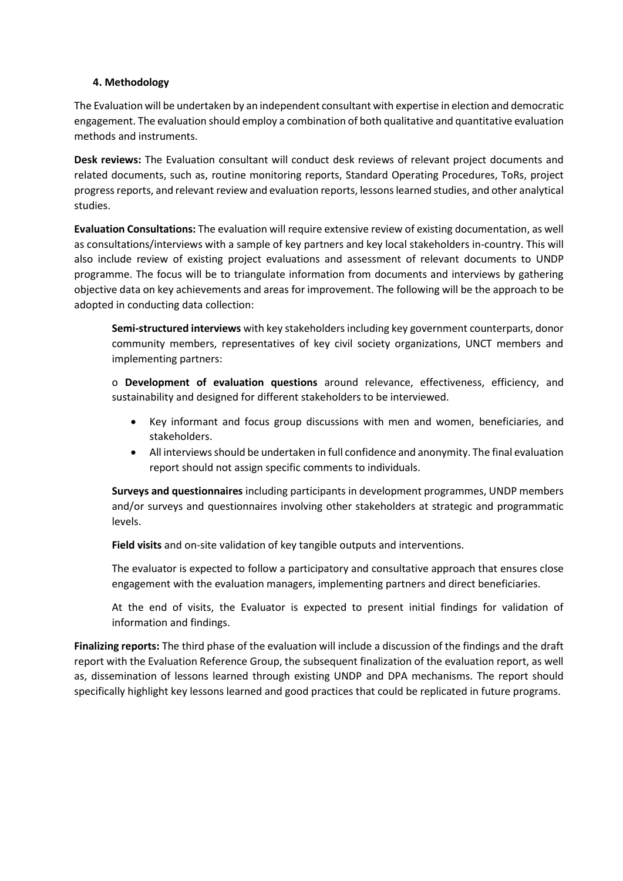### 4. Methodology

The Evaluation will be undertaken by an independent consultant with expertise in election and democratic engagement. The evaluation should employ a combination of both qualitative and quantitative evaluation methods and instruments.

**Desk reviews:** The Evaluation consultant will conduct desk reviews of relevant project documents and related documents, such as, routine monitoring reports, Standard Operating Procedures, ToRs, project progress reports, and relevant review and evaluation reports, lessons learned studies, and other analytical studies.

**Evaluation Consultations:** The evaluation will require extensive review of existing documentation, as well as consultations/interviews with a sample of key partners and key local stakeholders in-country. This will also include review of existing project evaluations and assessment of relevant documents to UNDP programme. The focus will be to triangulate information from documents and interviews by gathering objective data on key achievements and areas for improvement. The following will be the approach to be adopted in conducting data collection:

**Semi-structured interviews** with key stakeholders including key government counterparts, donor community members, representatives of key civil society organizations, UNCT members and implementing partners:

o **Development of evaluation questions** around relevance, effectiveness, efficiency, and sustainability and designed for different stakeholders to be interviewed.

- Key informant and focus group discussions with men and women, beneficiaries, and stakeholders.
- All interviews should be undertaken in full confidence and anonymity. The final evaluation report should not assign specific comments to individuals.

**Surveys and questionnaires** including participants in development programmes, UNDP members and/or surveys and questionnaires involving other stakeholders at strategic and programmatic levels.

**Field visits** and on-site validation of key tangible outputs and interventions.

The evaluator is expected to follow a participatory and consultative approach that ensures close engagement with the evaluation managers, implementing partners and direct beneficiaries.

At the end of visits, the Evaluator is expected to present initial findings for validation of information and findings.

**Finalizing reports:** The third phase of the evaluation will include a discussion of the findings and the draft report with the Evaluation Reference Group, the subsequent finalization of the evaluation report, as well as, dissemination of lessons learned through existing UNDP and DPA mechanisms. The report should specifically highlight key lessons learned and good practices that could be replicated in future programs.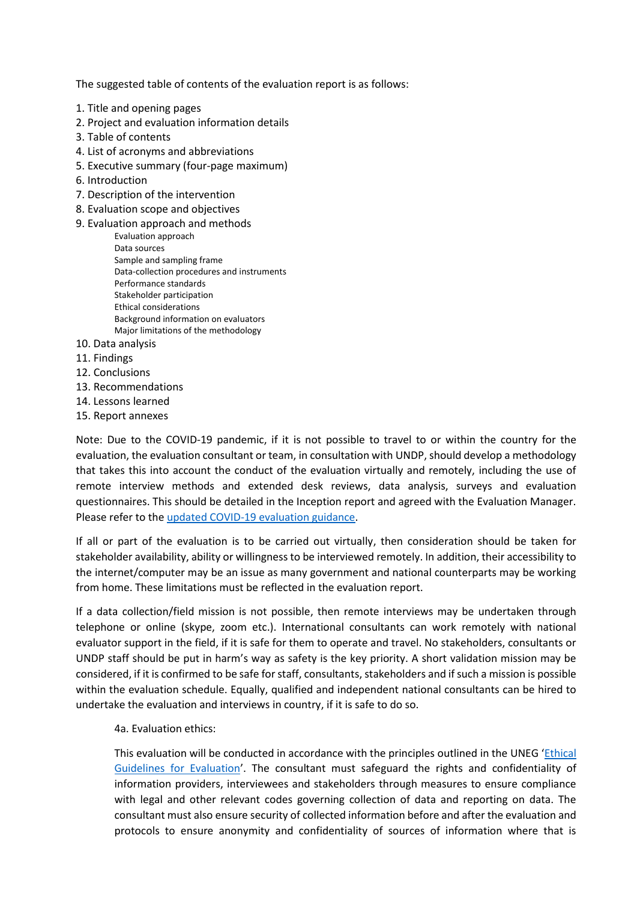The suggested table of contents of the evaluation report is as follows:

1. Title and opening pages
2. Project and evaluation information details
3. Table of contents
4. List of acronyms and abbreviations
5. Executive summary (four-page maximum)
6. Introduction
7. Description of the intervention
8. Evaluation scope and objectives
9. Evaluation approach and methods
   - Evaluation approach
   - Data sources
   - Sample and sampling frame
   - Data-collection procedures and instruments
   - Performance standards
   - Stakeholder participation
   - Ethical considerations
   - Background information on evaluators
   - Major limitations of the methodology
10. Data analysis
11. Findings
12. Conclusions
13. Recommendations
14. Lessons learned
15. Report annexes

Note: Due to the COVID-19 pandemic, if it is not possible to travel to or within the country for the evaluation, the evaluation consultant or team, in consultation with UNDP, should develop a methodology that takes this into account the conduct of the evaluation virtually and remotely, including the use of remote interview methods and extended desk reviews, data analysis, surveys and evaluation questionnaires. This should be detailed in the Inception report and agreed with the Evaluation Manager. Please refer to the [updated COVID-19 evaluation guidance](updated COVID-19 evaluation guidance).

If all or part of the evaluation is to be carried out virtually, then consideration should be taken for stakeholder availability, ability or willingness to be interviewed remotely. In addition, their accessibility to the internet/computer may be an issue as many government and national counterparts may be working from home. These limitations must be reflected in the evaluation report.

If a data collection/field mission is not possible, then remote interviews may be undertaken through telephone or online (skype, zoom etc.). International consultants can work remotely with national evaluator support in the field, if it is safe for them to operate and travel. No stakeholders, consultants or UNDP staff should be put in harm's way as safety is the key priority. A short validation mission may be considered, if it is confirmed to be safe for staff, consultants, stakeholders and if such a mission is possible within the evaluation schedule. Equally, qualified and independent national consultants can be hired to undertake the evaluation and interviews in country, if it is safe to do so.

4a. Evaluation ethics:

This evaluation will be conducted in accordance with the principles outlined in the UNEG '[Ethical Guidelines for Evaluation](Ethical Guidelines for Evaluation)'. The consultant must safeguard the rights and confidentiality of information providers, interviewees and stakeholders through measures to ensure compliance with legal and other relevant codes governing collection of data and reporting on data. The consultant must also ensure security of collected information before and after the evaluation and protocols to ensure anonymity and confidentiality of sources of information where that is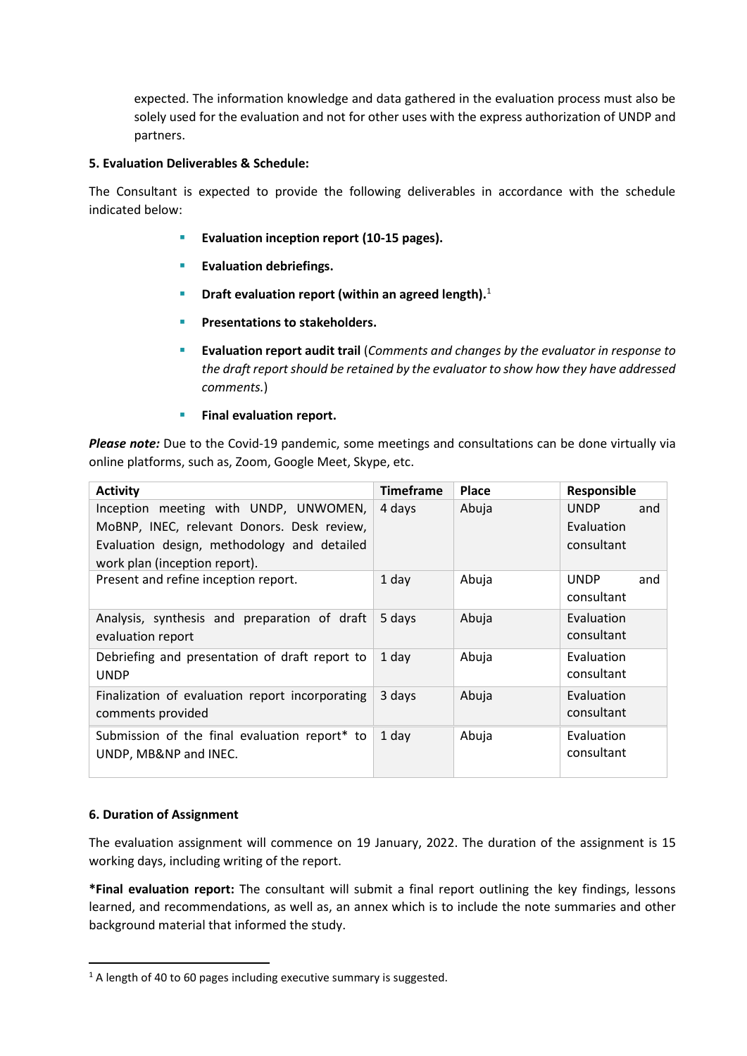expected. The information knowledge and data gathered in the evaluation process must also be solely used for the evaluation and not for other uses with the express authorization of UNDP and partners.

**5. Evaluation Deliverables & Schedule:**

The Consultant is expected to provide the following deliverables in accordance with the schedule indicated below:

- **Evaluation inception report (10-15 pages).**
- **Evaluation debriefings.**
- **Draft evaluation report (within an agreed length).**[1]
- **Presentations to stakeholders.**
- **Evaluation report audit trail** (*Comments and changes by the evaluator in response to the draft report should be retained by the evaluator to show how they have addressed comments.*)
- **Final evaluation report.**

***Please note:*** Due to the Covid-19 pandemic, some meetings and consultations can be done virtually via online platforms, such as, Zoom, Google Meet, Skype, etc.

| Activity | Timeframe | Place | Responsible |
|---|---|---|---|
| Inception meeting with UNDP, UNWOMEN, MoBNP, INEC, relevant Donors. Desk review, Evaluation design, methodology and detailed work plan (inception report). | 4 days | Abuja | UNDP and Evaluation consultant |
| Present and refine inception report. | 1 day | Abuja | UNDP and consultant |
| Analysis, synthesis and preparation of draft evaluation report | 5 days | Abuja | Evaluation consultant |
| Debriefing and presentation of draft report to UNDP | 1 day | Abuja | Evaluation consultant |
| Finalization of evaluation report incorporating comments provided | 3 days | Abuja | Evaluation consultant |
| Submission of the final evaluation report* to UNDP, MB&NP and INEC. | 1 day | Abuja | Evaluation consultant |

**6. Duration of Assignment**

The evaluation assignment will commence on 19 January, 2022. The duration of the assignment is 15 working days, including writing of the report.

**\*Final evaluation report:** The consultant will submit a final report outlining the key findings, lessons learned, and recommendations, as well as, an annex which is to include the note summaries and other background material that informed the study.

[1] A length of 40 to 60 pages including executive summary is suggested.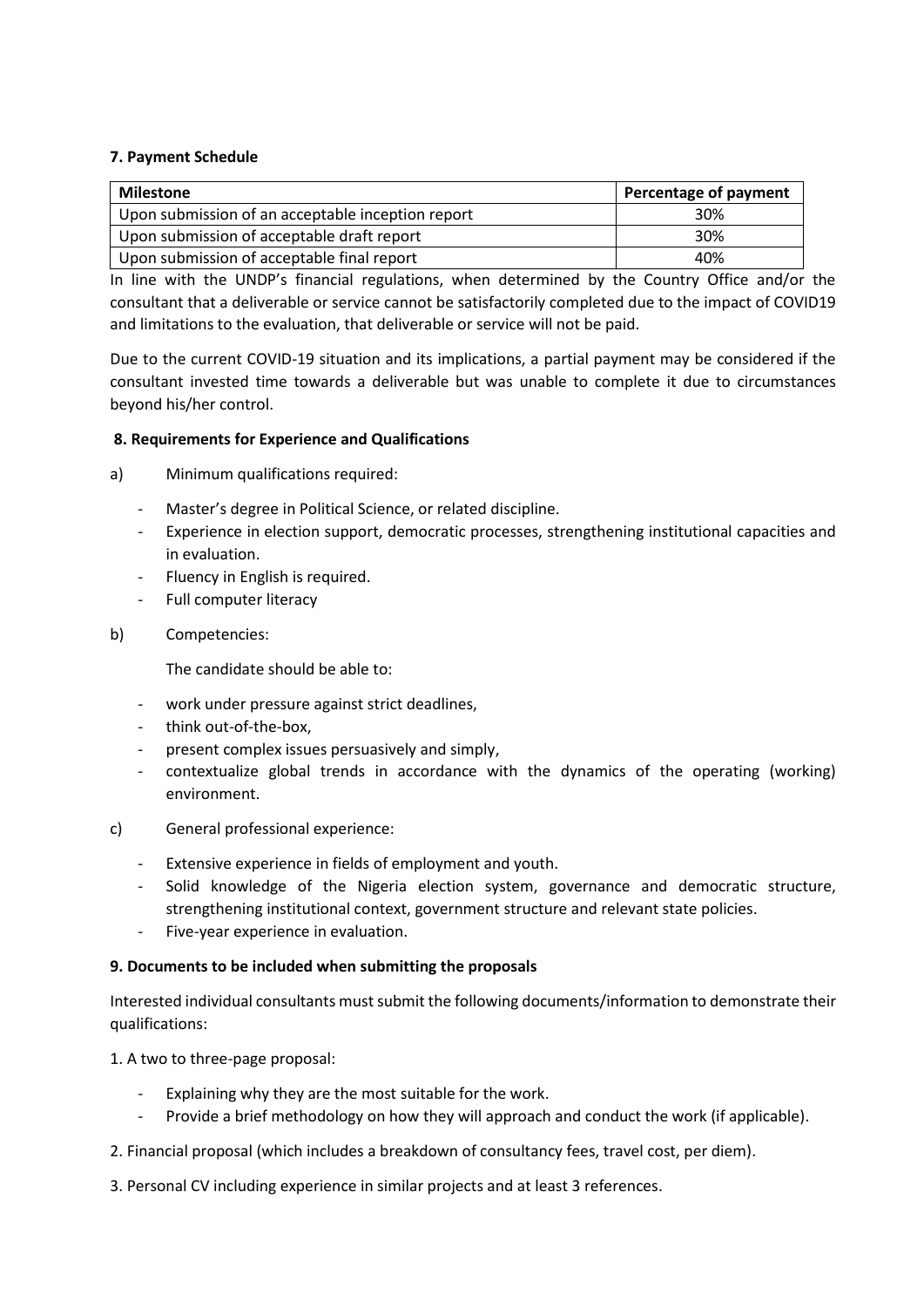### 7. Payment Schedule

| Milestone | Percentage of payment |
|---|---|
| Upon submission of an acceptable inception report | 30% |
| Upon submission of acceptable draft report | 30% |
| Upon submission of acceptable final report | 40% |

In line with the UNDP's financial regulations, when determined by the Country Office and/or the consultant that a deliverable or service cannot be satisfactorily completed due to the impact of COVID19 and limitations to the evaluation, that deliverable or service will not be paid.

Due to the current COVID-19 situation and its implications, a partial payment may be considered if the consultant invested time towards a deliverable but was unable to complete it due to circumstances beyond his/her control.

### 8. Requirements for Experience and Qualifications

a) Minimum qualifications required:

- Master's degree in Political Science, or related discipline.
- Experience in election support, democratic processes, strengthening institutional capacities and in evaluation.
- Fluency in English is required.
- Full computer literacy

b) Competencies:

The candidate should be able to:

- work under pressure against strict deadlines,
- think out-of-the-box,
- present complex issues persuasively and simply,
- contextualize global trends in accordance with the dynamics of the operating (working) environment.

c) General professional experience:

- Extensive experience in fields of employment and youth.
- Solid knowledge of the Nigeria election system, governance and democratic structure, strengthening institutional context, government structure and relevant state policies.
- Five-year experience in evaluation.

### 9. Documents to be included when submitting the proposals

Interested individual consultants must submit the following documents/information to demonstrate their qualifications:

1. A two to three-page proposal:

- Explaining why they are the most suitable for the work.
- Provide a brief methodology on how they will approach and conduct the work (if applicable).

2. Financial proposal (which includes a breakdown of consultancy fees, travel cost, per diem).

3. Personal CV including experience in similar projects and at least 3 references.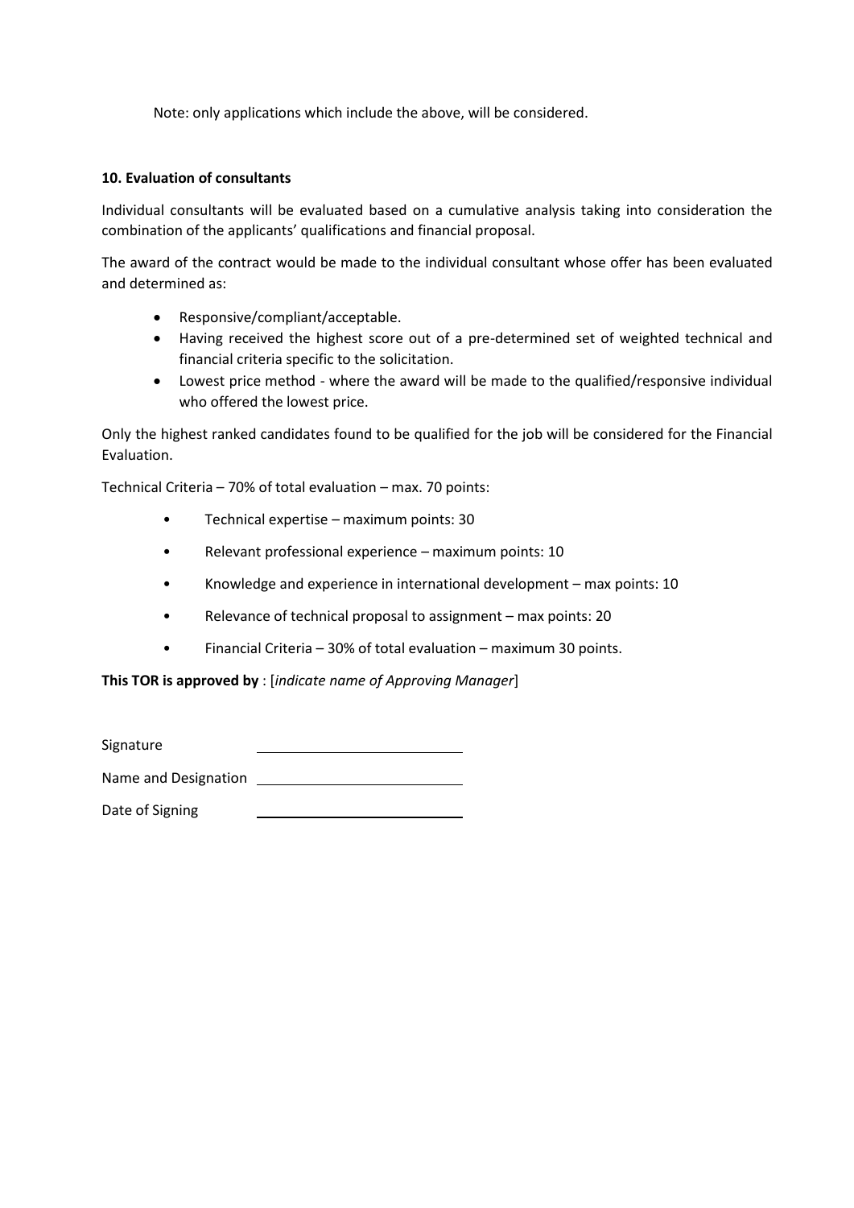Note: only applications which include the above, will be considered.

**10. Evaluation of consultants**

Individual consultants will be evaluated based on a cumulative analysis taking into consideration the combination of the applicants' qualifications and financial proposal.

The award of the contract would be made to the individual consultant whose offer has been evaluated and determined as:

- Responsive/compliant/acceptable.
- Having received the highest score out of a pre-determined set of weighted technical and financial criteria specific to the solicitation.
- Lowest price method - where the award will be made to the qualified/responsive individual who offered the lowest price.

Only the highest ranked candidates found to be qualified for the job will be considered for the Financial Evaluation.

Technical Criteria – 70% of total evaluation – max. 70 points:

- Technical expertise – maximum points: 30
- Relevant professional experience – maximum points: 10
- Knowledge and experience in international development – max points: 10
- Relevance of technical proposal to assignment – max points: 20
- Financial Criteria – 30% of total evaluation – maximum 30 points.

**This TOR is approved by** : [*indicate name of Approving Manager*]

Signature \_\_\_\_\_\_\_\_\_\_\_\_\_\_\_\_\_\_\_\_\_\_\_\_\_\_

Name and Designation \_\_\_\_\_\_\_\_\_\_\_\_\_\_\_\_\_\_\_\_\_\_\_\_\_\_

Date of Signing \_\_\_\_\_\_\_\_\_\_\_\_\_\_\_\_\_\_\_\_\_\_\_\_\_\_